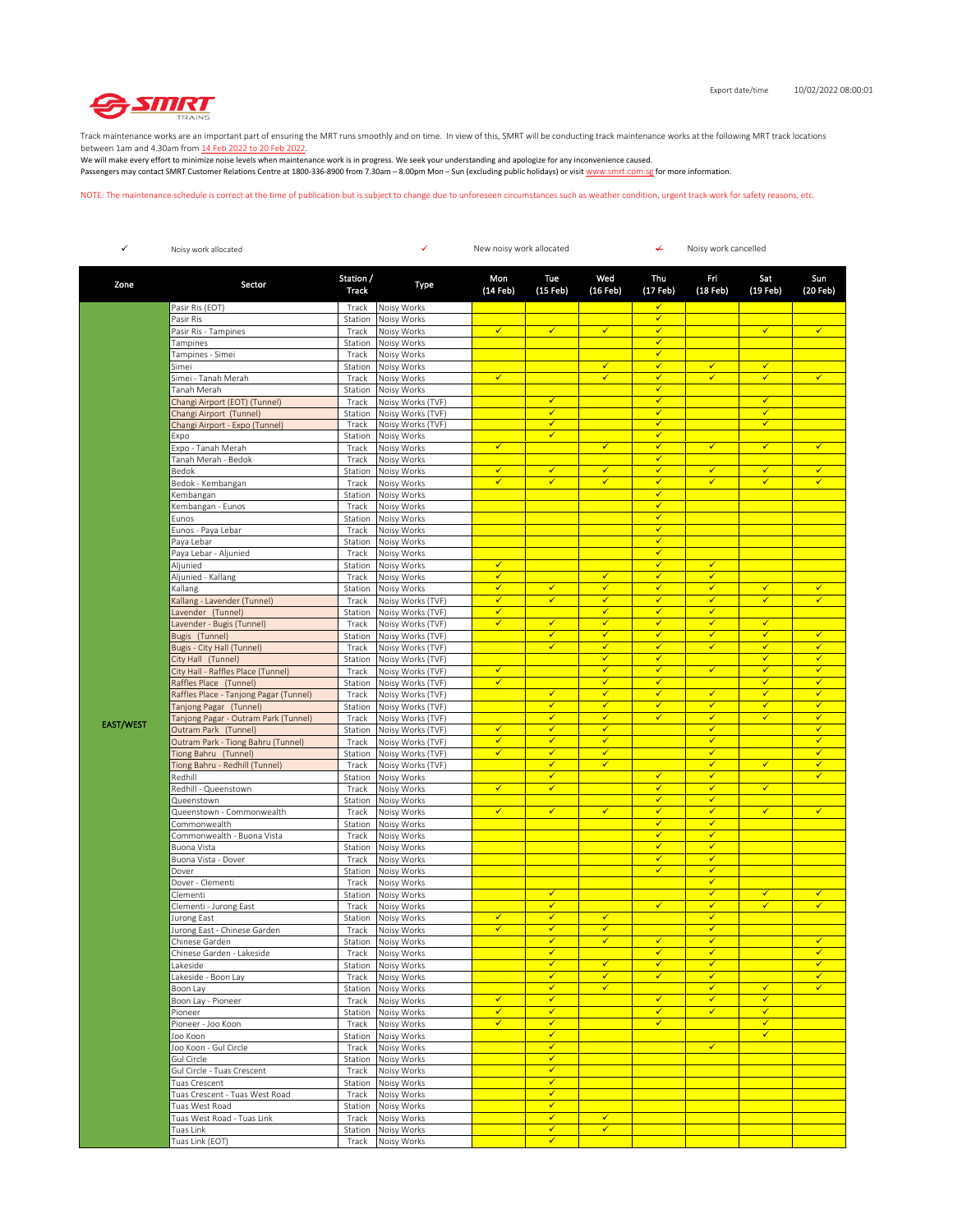Export date/time 10/02/2022 08:00:01

SMRT TRAINS

Track maintenance works are an important part of ensuring the MRT runs smoothly and on time. In view of this, SMRT will be conducting track maintenance works at the following MRT track locations between 1am and 4.30am from 14 Feb 2022 to 20 Feb 2022.
We will make every effort to minimize noise levels when maintenance work is in progress. We seek your understanding and apologize for any inconvenience caused.
Passengers may contact SMRT Customer Relations Centre at 1800-336-8900 from 7.30am – 8.00pm Mon – Sun (excluding public holidays) or visit www.smrt.com.sg for more information.

NOTE: The maintenance schedule is correct at the time of publication but is subject to change due to unforeseen circumstances such as weather condition, urgent track work for safety reasons, etc.

✓ Noisy work allocated ✓ New noisy work allocated ✓̶ Noisy work cancelled

| Zone | Sector | Station / Track | Type | Mon (14 Feb) | Tue (15 Feb) | Wed (16 Feb) | Thu (17 Feb) | Fri (18 Feb) | Sat (19 Feb) | Sun (20 Feb) |
|---|---|---|---|---|---|---|---|---|---|---|
| EAST/WEST | Pasir Ris (EOT) | Track | Noisy Works | | | | ✓ | | | |
| | Pasir Ris | Station | Noisy Works | | | | ✓ | | | |
| | Pasir Ris - Tampines | Track | Noisy Works | ✓ | ✓ | ✓ | ✓ | | ✓ | ✓ |
| | Tampines | Station | Noisy Works | | | | ✓ | | | |
| | Tampines - Simei | Track | Noisy Works | | | | ✓ | | | |
| | Simei | Station | Noisy Works | | | ✓ | ✓ | ✓ | ✓ | |
| | Simei - Tanah Merah | Track | Noisy Works | ✓ | | ✓ | ✓ | ✓ | ✓ | ✓ |
| | Tanah Merah | Station | Noisy Works | | | | ✓ | | | |
| | Changi Airport (EOT) (Tunnel) | Track | Noisy Works (TVF) | | ✓ | | ✓ | | ✓ | |
| | Changi Airport (Tunnel) | Station | Noisy Works (TVF) | | ✓ | | ✓ | | ✓ | |
| | Changi Airport - Expo (Tunnel) | Track | Noisy Works (TVF) | | ✓ | | ✓ | | ✓ | |
| | Expo | Station | Noisy Works | | ✓ | | ✓ | | | |
| | Expo - Tanah Merah | Track | Noisy Works | ✓ | | ✓ | ✓ | ✓ | ✓ | ✓ |
| | Tanah Merah - Bedok | Track | Noisy Works | | | | ✓ | | | |
| | Bedok | Station | Noisy Works | ✓ | ✓ | ✓ | ✓ | ✓ | ✓ | ✓ |
| | Bedok - Kembangan | Track | Noisy Works | ✓ | ✓ | ✓ | ✓ | ✓ | ✓ | ✓ |
| | Kembangan | Station | Noisy Works | | | | ✓ | | | |
| | Kembangan - Eunos | Track | Noisy Works | | | | ✓ | | | |
| | Eunos | Station | Noisy Works | | | | ✓ | | | |
| | Eunos - Paya Lebar | Track | Noisy Works | | | | ✓ | | | |
| | Paya Lebar | Station | Noisy Works | | | | ✓ | | | |
| | Paya Lebar - Aljunied | Track | Noisy Works | | | | ✓ | | | |
| | Aljunied | Station | Noisy Works | ✓ | | | ✓ | ✓ | | |
| | Aljunied - Kallang | Track | Noisy Works | ✓ | | ✓ | ✓ | ✓ | | |
| | Kallang | Station | Noisy Works | ✓ | ✓ | ✓ | ✓ | ✓ | ✓ | ✓ |
| | Kallang - Lavender (Tunnel) | Track | Noisy Works (TVF) | ✓ | ✓ | ✓ | ✓ | ✓ | ✓ | ✓ |
| | Lavender (Tunnel) | Station | Noisy Works (TVF) | ✓ | | ✓ | ✓ | ✓ | | |
| | Lavender - Bugis (Tunnel) | Track | Noisy Works (TVF) | ✓ | ✓ | ✓ | ✓ | ✓ | ✓ | |
| | Bugis (Tunnel) | Station | Noisy Works (TVF) | | ✓ | ✓ | ✓ | ✓ | ✓ | ✓ |
| | Bugis - City Hall (Tunnel) | Track | Noisy Works (TVF) | | ✓ | ✓ | ✓ | ✓ | ✓ | ✓ |
| | City Hall (Tunnel) | Station | Noisy Works (TVF) | | | ✓ | ✓ | | ✓ | ✓ |
| | City Hall - Raffles Place (Tunnel) | Track | Noisy Works (TVF) | ✓ | | ✓ | ✓ | ✓ | ✓ | ✓ |
| | Raffles Place (Tunnel) | Station | Noisy Works (TVF) | ✓ | | ✓ | ✓ | | ✓ | ✓ |
| | Raffles Place - Tanjong Pagar (Tunnel) | Track | Noisy Works (TVF) | | ✓ | ✓ | ✓ | ✓ | ✓ | ✓ |
| | Tanjong Pagar (Tunnel) | Station | Noisy Works (TVF) | | ✓ | ✓ | ✓ | ✓ | ✓ | ✓ |
| | Tanjong Pagar - Outram Park (Tunnel) | Track | Noisy Works (TVF) | | ✓ | ✓ | ✓ | ✓ | ✓ | ✓ |
| | Outram Park (Tunnel) | Station | Noisy Works (TVF) | ✓ | ✓ | ✓ | | ✓ | | ✓ |
| | Outram Park - Tiong Bahru (Tunnel) | Track | Noisy Works (TVF) | ✓ | ✓ | ✓ | | ✓ | | ✓ |
| | Tiong Bahru (Tunnel) | Station | Noisy Works (TVF) | ✓ | ✓ | ✓ | | ✓ | | ✓ |
| | Tiong Bahru - Redhill (Tunnel) | Track | Noisy Works (TVF) | | ✓ | ✓ | | ✓ | ✓ | ✓ |
| | Redhill | Station | Noisy Works | | ✓ | | ✓ | ✓ | | ✓ |
| | Redhill - Queenstown | Track | Noisy Works | ✓ | ✓ | | ✓ | ✓ | ✓ | |
| | Queenstown | Station | Noisy Works | | | | ✓ | ✓ | | |
| | Queenstown - Commonwealth | Track | Noisy Works | ✓ | ✓ | ✓ | ✓ | ✓ | ✓ | ✓ |
| | Commonwealth | Station | Noisy Works | | | | ✓ | ✓ | | |
| | Commonwealth - Buona Vista | Track | Noisy Works | | | | ✓ | ✓ | | |
| | Buona Vista | Station | Noisy Works | | | | ✓ | ✓ | | |
| | Buona Vista - Dover | Track | Noisy Works | | | | ✓ | ✓ | | |
| | Dover | Station | Noisy Works | | | | ✓ | ✓ | | |
| | Dover - Clementi | Track | Noisy Works | | | | | ✓ | | |
| | Clementi | Station | Noisy Works | | ✓ | | | ✓ | ✓ | ✓ |
| | Clementi - Jurong East | Track | Noisy Works | | ✓ | | ✓ | ✓ | ✓ | ✓ |
| | Jurong East | Station | Noisy Works | ✓ | ✓ | ✓ | | ✓ | | |
| | Jurong East - Chinese Garden | Track | Noisy Works | ✓ | ✓ | ✓ | | ✓ | | |
| | Chinese Garden | Station | Noisy Works | | ✓ | ✓ | ✓ | ✓ | | ✓ |
| | Chinese Garden - Lakeside | Track | Noisy Works | | ✓ | | ✓ | ✓ | | ✓ |
| | Lakeside | Station | Noisy Works | | ✓ | ✓ | ✓ | ✓ | | ✓ |
| | Lakeside - Boon Lay | Track | Noisy Works | | ✓ | ✓ | ✓ | ✓ | | ✓ |
| | Boon Lay | Station | Noisy Works | | ✓ | ✓ | | ✓ | ✓ | ✓ |
| | Boon Lay - Pioneer | Track | Noisy Works | ✓ | ✓ | | ✓ | ✓ | ✓ | |
| | Pioneer | Station | Noisy Works | ✓ | ✓ | | ✓ | ✓ | ✓ | |
| | Pioneer - Joo Koon | Track | Noisy Works | ✓ | ✓ | | ✓ | | ✓ | |
| | Joo Koon | Station | Noisy Works | | ✓ | | | | ✓ | |
| | Joo Koon - Gul Circle | Track | Noisy Works | | ✓ | | | ✓ | | |
| | Gul Circle | Station | Noisy Works | | ✓ | | | | | |
| | Gul Circle - Tuas Crescent | Track | Noisy Works | | ✓ | | | | | |
| | Tuas Crescent | Station | Noisy Works | | ✓ | | | | | |
| | Tuas Crescent - Tuas West Road | Track | Noisy Works | | ✓ | | | | | |
| | Tuas West Road | Station | Noisy Works | | ✓ | | | | | |
| | Tuas West Road - Tuas Link | Track | Noisy Works | | ✓ | ✓ | | | | |
| | Tuas Link | Station | Noisy Works | | ✓ | ✓ | | | | |
| | Tuas Link (EOT) | Track | Noisy Works | | ✓ | | | | | |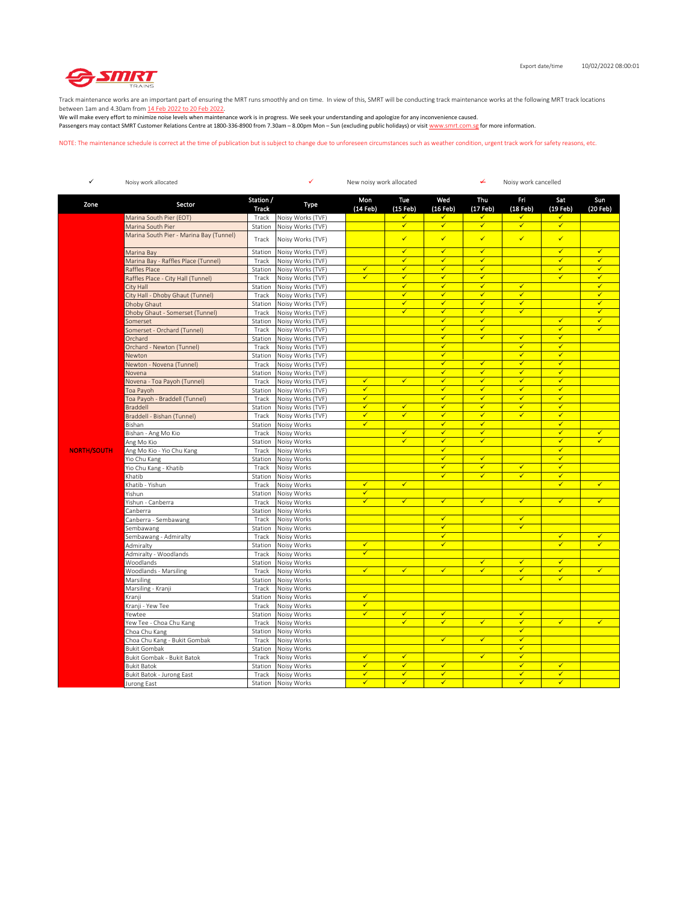Export date/time 10/02/2022 08:00:01

Track maintenance works are an important part of ensuring the MRT runs smoothly and on time. In view of this, SMRT will be conducting track maintenance works at the following MRT track locations between 1am and 4.30am from 14 Feb 2022 to 20 Feb 2022.

We will make every effort to minimize noise levels when maintenance work is in progress. We seek your understanding and apologize for any inconvenience caused.

Passengers may contact SMRT Customer Relations Centre at 1800-336-8900 from 7.30am – 8.00pm Mon – Sun (excluding public holidays) or visit www.smrt.com.sg for more information.

NOTE: The maintenance schedule is correct at the time of publication but is subject to change due to unforeseen circumstances such as weather condition, urgent track work for safety reasons, etc.

✓ Noisy work allocated ✓ New noisy work allocated ✓ Noisy work cancelled

| Zone | Sector | Station / Track | Type | Mon (14 Feb) | Tue (15 Feb) | Wed (16 Feb) | Thu (17 Feb) | Fri (18 Feb) | Sat (19 Feb) | Sun (20 Feb) |
|---|---|---|---|---|---|---|---|---|---|---|
| NORTH/SOUTH | Marina South Pier (EOT) | Track | Noisy Works (TVF) | | ✓ | ✓ | ✓ | ✓ | ✓ | |
| | Marina South Pier | Station | Noisy Works (TVF) | | ✓ | ✓ | ✓ | ✓ | ✓ | |
| | Marina South Pier - Marina Bay (Tunnel) | Track | Noisy Works (TVF) | | ✓ | ✓ | ✓ | ✓ | ✓ | |
| | Marina Bay | Station | Noisy Works (TVF) | | ✓ | ✓ | ✓ | | ✓ | ✓ |
| | Marina Bay - Raffles Place (Tunnel) | Track | Noisy Works (TVF) | | ✓ | ✓ | ✓ | | ✓ | ✓ |
| | Raffles Place | Station | Noisy Works (TVF) | ✓ | ✓ | ✓ | ✓ | | ✓ | ✓ |
| | Raffles Place - City Hall (Tunnel) | Track | Noisy Works (TVF) | ✓ | ✓ | ✓ | ✓ | | ✓ | ✓ |
| | City Hall | Station | Noisy Works (TVF) | | ✓ | ✓ | ✓ | ✓ | | ✓ |
| | City Hall - Dhoby Ghaut (Tunnel) | Track | Noisy Works (TVF) | | ✓ | ✓ | ✓ | ✓ | | ✓ |
| | Dhoby Ghaut | Station | Noisy Works (TVF) | | ✓ | ✓ | ✓ | ✓ | | ✓ |
| | Dhoby Ghaut - Somerset (Tunnel) | Track | Noisy Works (TVF) | | ✓ | ✓ | ✓ | ✓ | | ✓ |
| | Somerset | Station | Noisy Works (TVF) | | | ✓ | ✓ | | ✓ | ✓ |
| | Somerset - Orchard (Tunnel) | Track | Noisy Works (TVF) | | | ✓ | ✓ | | ✓ | ✓ |
| | Orchard | Station | Noisy Works (TVF) | | | ✓ | ✓ | ✓ | ✓ | |
| | Orchard - Newton (Tunnel) | Track | Noisy Works (TVF) | | | ✓ | | ✓ | ✓ | |
| | Newton | Station | Noisy Works (TVF) | | | ✓ | | ✓ | ✓ | |
| | Newton - Novena (Tunnel) | Track | Noisy Works (TVF) | | | ✓ | ✓ | ✓ | ✓ | |
| | Novena | Station | Noisy Works (TVF) | | | ✓ | ✓ | ✓ | ✓ | |
| | Novena - Toa Payoh (Tunnel) | Track | Noisy Works (TVF) | ✓ | ✓ | ✓ | ✓ | ✓ | ✓ | |
| | Toa Payoh | Station | Noisy Works (TVF) | ✓ | | ✓ | ✓ | ✓ | ✓ | |
| | Toa Payoh - Braddell (Tunnel) | Track | Noisy Works (TVF) | ✓ | | ✓ | ✓ | ✓ | ✓ | |
| | Braddell | Station | Noisy Works (TVF) | ✓ | ✓ | ✓ | ✓ | ✓ | ✓ | |
| | Braddell - Bishan (Tunnel) | Track | Noisy Works (TVF) | ✓ | ✓ | ✓ | ✓ | ✓ | ✓ | |
| | Bishan | Station | Noisy Works | ✓ | | ✓ | ✓ | | ✓ | |
| | Bishan - Ang Mo Kio | Track | Noisy Works | | ✓ | ✓ | ✓ | | ✓ | ✓ |
| | Ang Mo Kio | Station | Noisy Works | | ✓ | ✓ | ✓ | | ✓ | ✓ |
| | Ang Mo Kio - Yio Chu Kang | Track | Noisy Works | | | ✓ | | | ✓ | |
| | Yio Chu Kang | Station | Noisy Works | | | ✓ | ✓ | | ✓ | |
| | Yio Chu Kang - Khatib | Track | Noisy Works | | | ✓ | ✓ | ✓ | ✓ | |
| | Khatib | Station | Noisy Works | | | ✓ | ✓ | ✓ | ✓ | |
| | Khatib - Yishun | Track | Noisy Works | ✓ | ✓ | | | | ✓ | ✓ |
| | Yishun | Station | Noisy Works | ✓ | | | | | | |
| | Yishun - Canberra | Track | Noisy Works | ✓ | ✓ | ✓ | ✓ | ✓ | ✓ | ✓ |
| | Canberra | Station | Noisy Works | | | | | | | |
| | Canberra - Sembawang | Track | Noisy Works | | | ✓ | | ✓ | | |
| | Sembawang | Station | Noisy Works | | | ✓ | | ✓ | | |
| | Sembawang - Admiralty | Track | Noisy Works | | | ✓ | | | ✓ | ✓ |
| | Admiralty | Station | Noisy Works | ✓ | | ✓ | | | ✓ | ✓ |
| | Admiralty - Woodlands | Track | Noisy Works | ✓ | | | | | | |
| | Woodlands | Station | Noisy Works | | | | ✓ | ✓ | ✓ | |
| | Woodlands - Marsiling | Track | Noisy Works | ✓ | ✓ | ✓ | ✓ | ✓ | ✓ | ✓ |
| | Marsiling | Station | Noisy Works | | | | | ✓ | ✓ | |
| | Marsiling - Kranji | Track | Noisy Works | | | | | | | |
| | Kranji | Station | Noisy Works | ✓ | | | | | | |
| | Kranji - Yew Tee | Track | Noisy Works | ✓ | | | | | | |
| | Yewtee | Station | Noisy Works | ✓ | ✓ | ✓ | | ✓ | | |
| | Yew Tee - Choa Chu Kang | Track | Noisy Works | | ✓ | ✓ | ✓ | ✓ | ✓ | ✓ |
| | Choa Chu Kang | Station | Noisy Works | | | | | ✓ | | |
| | Choa Chu Kang - Bukit Gombak | Track | Noisy Works | | | ✓ | ✓ | ✓ | | |
| | Bukit Gombak | Station | Noisy Works | | | | | ✓ | | |
| | Bukit Gombak - Bukit Batok | Track | Noisy Works | ✓ | ✓ | | ✓ | ✓ | | |
| | Bukit Batok | Station | Noisy Works | ✓ | ✓ | ✓ | | ✓ | ✓ | |
| | Bukit Batok - Jurong East | Track | Noisy Works | ✓ | ✓ | ✓ | | ✓ | ✓ | |
| | Jurong East | Station | Noisy Works | ✓ | ✓ | ✓ | | ✓ | ✓ | |